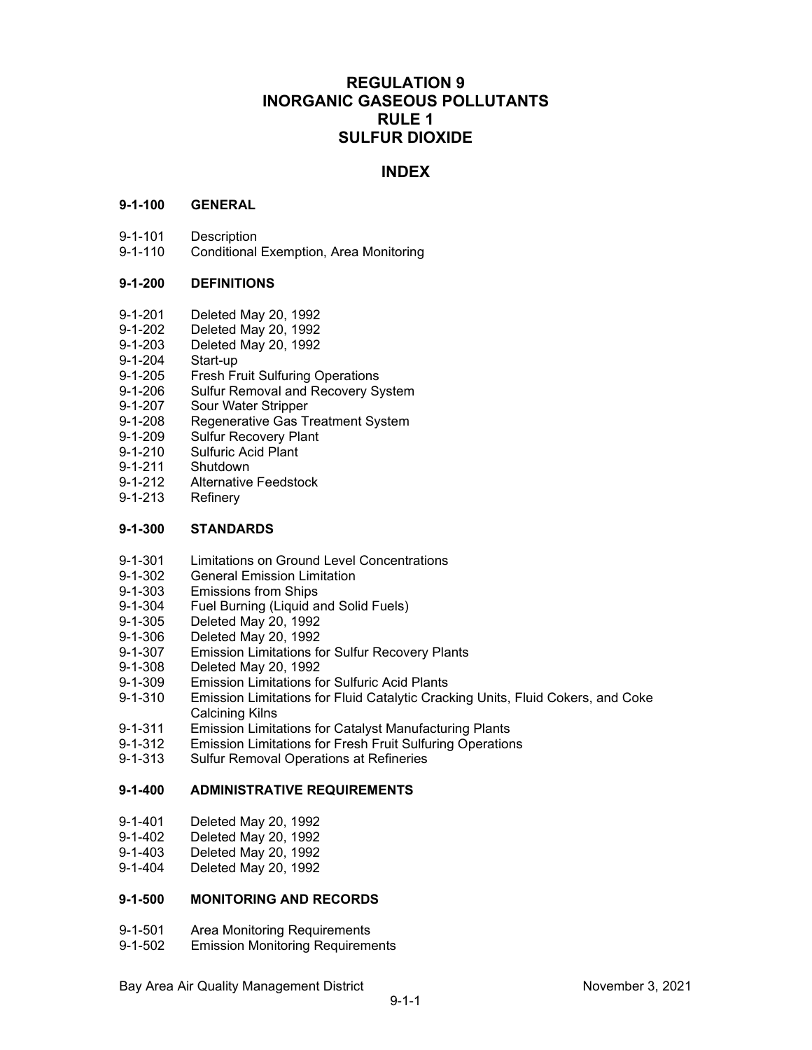# REGULATION 9
# INORGANIC GASEOUS POLLUTANTS
# RULE 1
# SULFUR DIOXIDE

## INDEX

**9-1-100 GENERAL**

9-1-101 Description
9-1-110 Conditional Exemption, Area Monitoring

**9-1-200 DEFINITIONS**

9-1-201 Deleted May 20, 1992
9-1-202 Deleted May 20, 1992
9-1-203 Deleted May 20, 1992
9-1-204 Start-up
9-1-205 Fresh Fruit Sulfuring Operations
9-1-206 Sulfur Removal and Recovery System
9-1-207 Sour Water Stripper
9-1-208 Regenerative Gas Treatment System
9-1-209 Sulfur Recovery Plant
9-1-210 Sulfuric Acid Plant
9-1-211 Shutdown
9-1-212 Alternative Feedstock
9-1-213 Refinery

**9-1-300 STANDARDS**

9-1-301 Limitations on Ground Level Concentrations
9-1-302 General Emission Limitation
9-1-303 Emissions from Ships
9-1-304 Fuel Burning (Liquid and Solid Fuels)
9-1-305 Deleted May 20, 1992
9-1-306 Deleted May 20, 1992
9-1-307 Emission Limitations for Sulfur Recovery Plants
9-1-308 Deleted May 20, 1992
9-1-309 Emission Limitations for Sulfuric Acid Plants
9-1-310 Emission Limitations for Fluid Catalytic Cracking Units, Fluid Cokers, and Coke Calcining Kilns
9-1-311 Emission Limitations for Catalyst Manufacturing Plants
9-1-312 Emission Limitations for Fresh Fruit Sulfuring Operations
9-1-313 Sulfur Removal Operations at Refineries

**9-1-400 ADMINISTRATIVE REQUIREMENTS**

9-1-401 Deleted May 20, 1992
9-1-402 Deleted May 20, 1992
9-1-403 Deleted May 20, 1992
9-1-404 Deleted May 20, 1992

**9-1-500 MONITORING AND RECORDS**

9-1-501 Area Monitoring Requirements
9-1-502 Emission Monitoring Requirements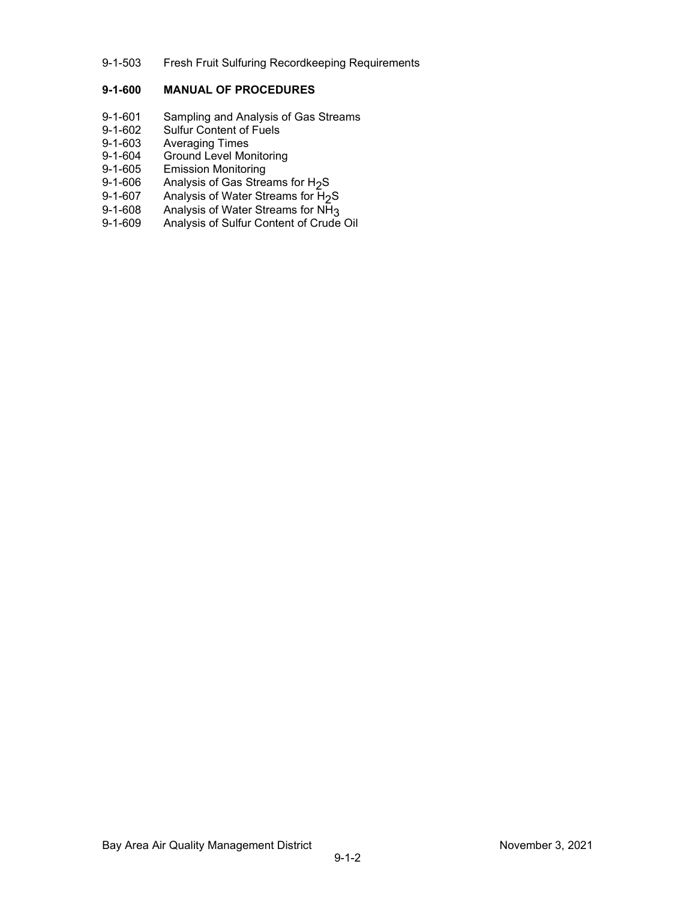9-1-503 Fresh Fruit Sulfuring Recordkeeping Requirements

**9-1-600 MANUAL OF PROCEDURES**

9-1-601 Sampling and Analysis of Gas Streams
9-1-602 Sulfur Content of Fuels
9-1-603 Averaging Times
9-1-604 Ground Level Monitoring
9-1-605 Emission Monitoring
9-1-606 Analysis of Gas Streams for $H_2S$
9-1-607 Analysis of Water Streams for $H_2S$
9-1-608 Analysis of Water Streams for $NH_3$
9-1-609 Analysis of Sulfur Content of Crude Oil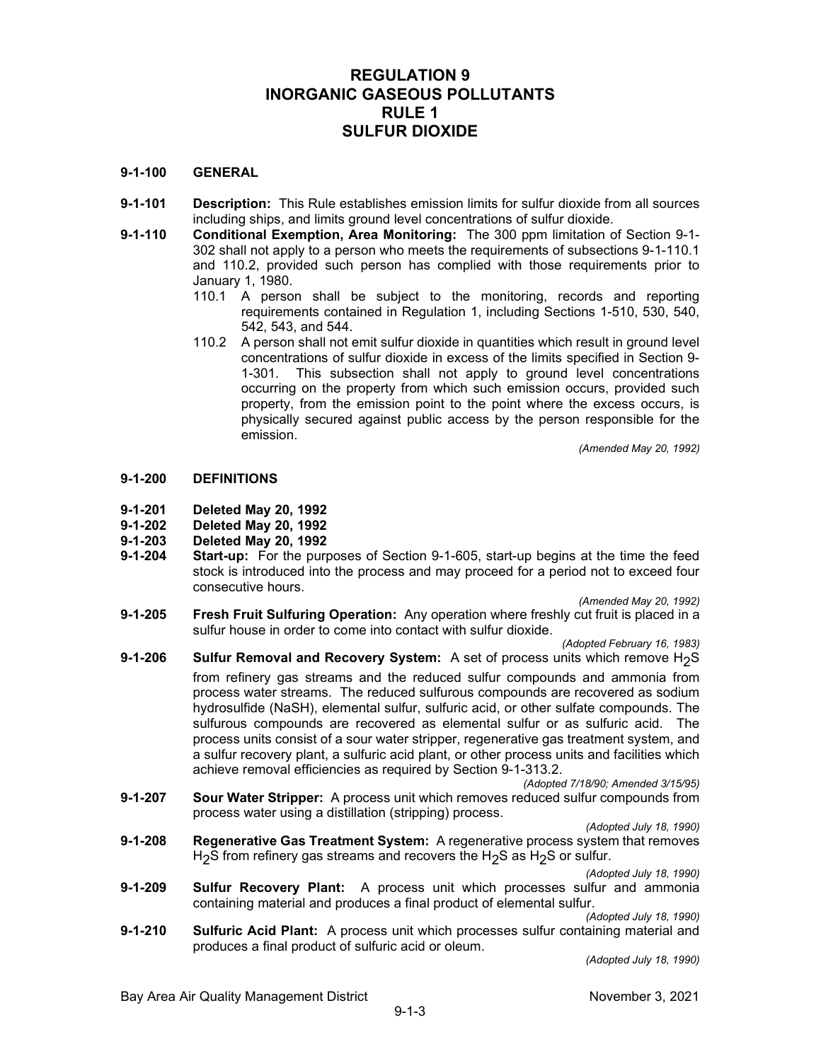# REGULATION 9
# INORGANIC GASEOUS POLLUTANTS
# RULE 1
# SULFUR DIOXIDE

**9-1-100 GENERAL**

**9-1-101 Description:** This Rule establishes emission limits for sulfur dioxide from all sources including ships, and limits ground level concentrations of sulfur dioxide.

**9-1-110 Conditional Exemption, Area Monitoring:** The 300 ppm limitation of Section 9-1-302 shall not apply to a person who meets the requirements of subsections 9-1-110.1 and 110.2, provided such person has complied with those requirements prior to January 1, 1980.

110.1 A person shall be subject to the monitoring, records and reporting requirements contained in Regulation 1, including Sections 1-510, 530, 540, 542, 543, and 544.

110.2 A person shall not emit sulfur dioxide in quantities which result in ground level concentrations of sulfur dioxide in excess of the limits specified in Section 9-1-301. This subsection shall not apply to ground level concentrations occurring on the property from which such emission occurs, provided such property, from the emission point to the point where the excess occurs, is physically secured against public access by the person responsible for the emission.

*(Amended May 20, 1992)*

**9-1-200 DEFINITIONS**

**9-1-201 Deleted May 20, 1992**

**9-1-202 Deleted May 20, 1992**

**9-1-203 Deleted May 20, 1992**

**9-1-204 Start-up:** For the purposes of Section 9-1-605, start-up begins at the time the feed stock is introduced into the process and may proceed for a period not to exceed four consecutive hours.

*(Amended May 20, 1992)*

**9-1-205 Fresh Fruit Sulfuring Operation:** Any operation where freshly cut fruit is placed in a sulfur house in order to come into contact with sulfur dioxide.

*(Adopted February 16, 1983)*

**9-1-206 Sulfur Removal and Recovery System:** A set of process units which remove $H_2S$ from refinery gas streams and the reduced sulfur compounds and ammonia from process water streams. The reduced sulfurous compounds are recovered as sodium hydrosulfide (NaSH), elemental sulfur, sulfuric acid, or other sulfate compounds. The sulfurous compounds are recovered as elemental sulfur or as sulfuric acid. The process units consist of a sour water stripper, regenerative gas treatment system, and a sulfur recovery plant, a sulfuric acid plant, or other process units and facilities which achieve removal efficiencies as required by Section 9-1-313.2.

*(Adopted 7/18/90; Amended 3/15/95)*

**9-1-207 Sour Water Stripper:** A process unit which removes reduced sulfur compounds from process water using a distillation (stripping) process.

*(Adopted July 18, 1990)*

**9-1-208 Regenerative Gas Treatment System:** A regenerative process system that removes $H_2S$ from refinery gas streams and recovers the $H_2S$ as $H_2S$ or sulfur.

*(Adopted July 18, 1990)*

**9-1-209 Sulfur Recovery Plant:** A process unit which processes sulfur and ammonia containing material and produces a final product of elemental sulfur.

*(Adopted July 18, 1990)*

**9-1-210 Sulfuric Acid Plant:** A process unit which processes sulfur containing material and produces a final product of sulfuric acid or oleum.

*(Adopted July 18, 1990)*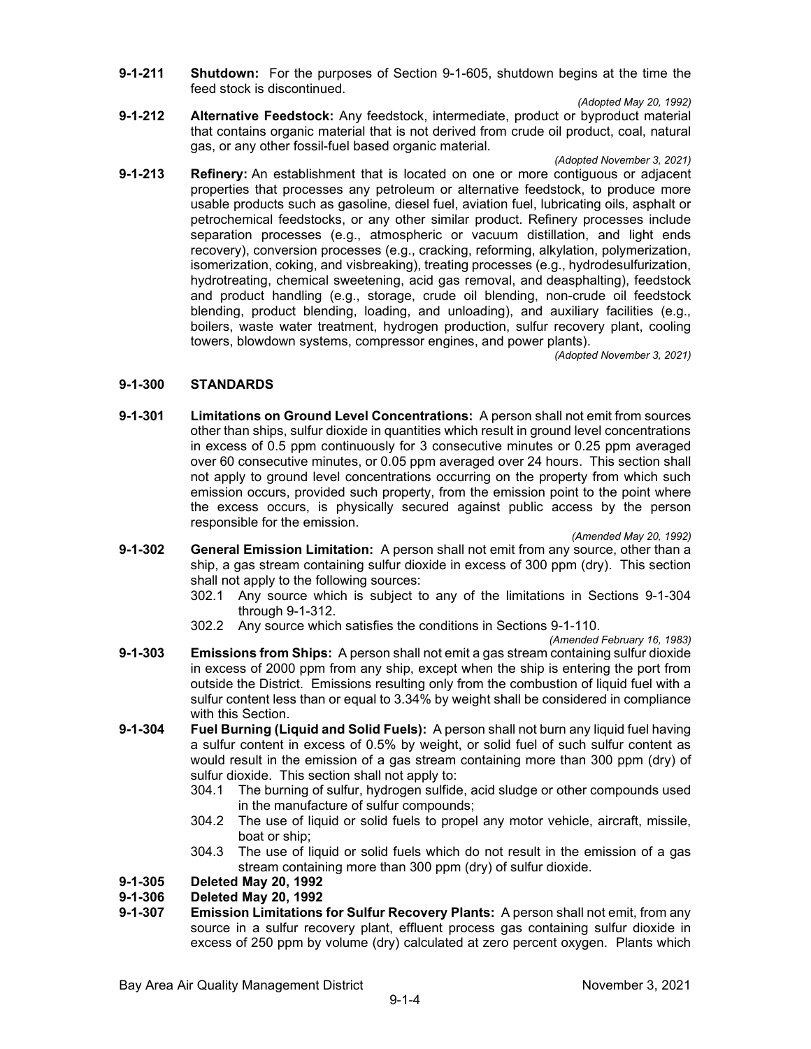**9-1-211 Shutdown:** For the purposes of Section 9-1-605, shutdown begins at the time the feed stock is discontinued.

*(Adopted May 20, 1992)*

**9-1-212 Alternative Feedstock:** Any feedstock, intermediate, product or byproduct material that contains organic material that is not derived from crude oil product, coal, natural gas, or any other fossil-fuel based organic material.

*(Adopted November 3, 2021)*

**9-1-213 Refinery:** An establishment that is located on one or more contiguous or adjacent properties that processes any petroleum or alternative feedstock, to produce more usable products such as gasoline, diesel fuel, aviation fuel, lubricating oils, asphalt or petrochemical feedstocks, or any other similar product. Refinery processes include separation processes (e.g., atmospheric or vacuum distillation, and light ends recovery), conversion processes (e.g., cracking, reforming, alkylation, polymerization, isomerization, coking, and visbreaking), treating processes (e.g., hydrodesulfurization, hydrotreating, chemical sweetening, acid gas removal, and deasphalting), feedstock and product handling (e.g., storage, crude oil blending, non-crude oil feedstock blending, product blending, loading, and unloading), and auxiliary facilities (e.g., boilers, waste water treatment, hydrogen production, sulfur recovery plant, cooling towers, blowdown systems, compressor engines, and power plants).

*(Adopted November 3, 2021)*

## 9-1-300 STANDARDS

**9-1-301 Limitations on Ground Level Concentrations:** A person shall not emit from sources other than ships, sulfur dioxide in quantities which result in ground level concentrations in excess of 0.5 ppm continuously for 3 consecutive minutes or 0.25 ppm averaged over 60 consecutive minutes, or 0.05 ppm averaged over 24 hours. This section shall not apply to ground level concentrations occurring on the property from which such emission occurs, provided such property, from the emission point to the point where the excess occurs, is physically secured against public access by the person responsible for the emission.

*(Amended May 20, 1992)*

**9-1-302 General Emission Limitation:** A person shall not emit from any source, other than a ship, a gas stream containing sulfur dioxide in excess of 300 ppm (dry). This section shall not apply to the following sources:

302.1 Any source which is subject to any of the limitations in Sections 9-1-304 through 9-1-312.

302.2 Any source which satisfies the conditions in Sections 9-1-110.

*(Amended February 16, 1983)*

**9-1-303 Emissions from Ships:** A person shall not emit a gas stream containing sulfur dioxide in excess of 2000 ppm from any ship, except when the ship is entering the port from outside the District. Emissions resulting only from the combustion of liquid fuel with a sulfur content less than or equal to 3.34% by weight shall be considered in compliance with this Section.

**9-1-304 Fuel Burning (Liquid and Solid Fuels):** A person shall not burn any liquid fuel having a sulfur content in excess of 0.5% by weight, or solid fuel of such sulfur content as would result in the emission of a gas stream containing more than 300 ppm (dry) of sulfur dioxide. This section shall not apply to:

304.1 The burning of sulfur, hydrogen sulfide, acid sludge or other compounds used in the manufacture of sulfur compounds;

304.2 The use of liquid or solid fuels to propel any motor vehicle, aircraft, missile, boat or ship;

304.3 The use of liquid or solid fuels which do not result in the emission of a gas stream containing more than 300 ppm (dry) of sulfur dioxide.

**9-1-305 Deleted May 20, 1992**

**9-1-306 Deleted May 20, 1992**

**9-1-307 Emission Limitations for Sulfur Recovery Plants:** A person shall not emit, from any source in a sulfur recovery plant, effluent process gas containing sulfur dioxide in excess of 250 ppm by volume (dry) calculated at zero percent oxygen. Plants which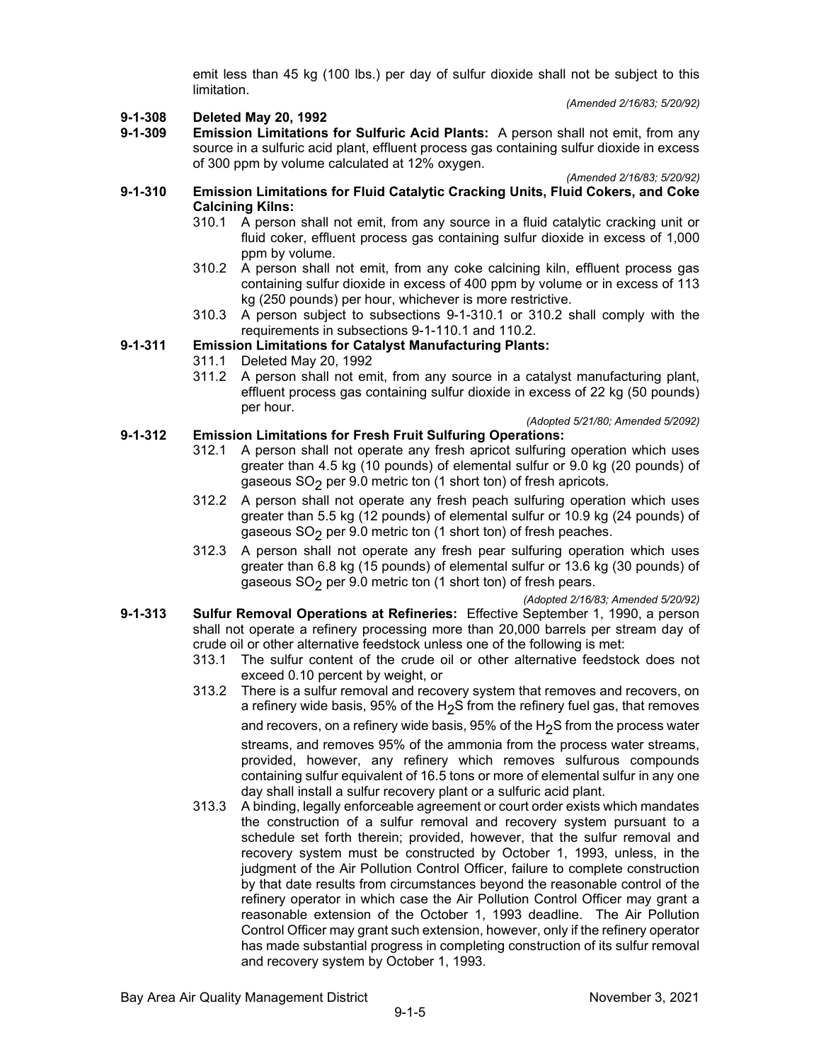emit less than 45 kg (100 lbs.) per day of sulfur dioxide shall not be subject to this limitation.

*(Amended 2/16/83; 5/20/92)*

**9-1-308 Deleted May 20, 1992**

**9-1-309 Emission Limitations for Sulfuric Acid Plants:** A person shall not emit, from any source in a sulfuric acid plant, effluent process gas containing sulfur dioxide in excess of 300 ppm by volume calculated at 12% oxygen.

*(Amended 2/16/83; 5/20/92)*

**9-1-310 Emission Limitations for Fluid Catalytic Cracking Units, Fluid Cokers, and Coke Calcining Kilns:**

310.1 A person shall not emit, from any source in a fluid catalytic cracking unit or fluid coker, effluent process gas containing sulfur dioxide in excess of 1,000 ppm by volume.

310.2 A person shall not emit, from any coke calcining kiln, effluent process gas containing sulfur dioxide in excess of 400 ppm by volume or in excess of 113 kg (250 pounds) per hour, whichever is more restrictive.

310.3 A person subject to subsections 9-1-310.1 or 310.2 shall comply with the requirements in subsections 9-1-110.1 and 110.2.

**9-1-311 Emission Limitations for Catalyst Manufacturing Plants:**

311.1 Deleted May 20, 1992

311.2 A person shall not emit, from any source in a catalyst manufacturing plant, effluent process gas containing sulfur dioxide in excess of 22 kg (50 pounds) per hour.

*(Adopted 5/21/80; Amended 5/2092)*

**9-1-312 Emission Limitations for Fresh Fruit Sulfuring Operations:**

312.1 A person shall not operate any fresh apricot sulfuring operation which uses greater than 4.5 kg (10 pounds) of elemental sulfur or 9.0 kg (20 pounds) of gaseous $SO_2$ per 9.0 metric ton (1 short ton) of fresh apricots.

312.2 A person shall not operate any fresh peach sulfuring operation which uses greater than 5.5 kg (12 pounds) of elemental sulfur or 10.9 kg (24 pounds) of gaseous $SO_2$ per 9.0 metric ton (1 short ton) of fresh peaches.

312.3 A person shall not operate any fresh pear sulfuring operation which uses greater than 6.8 kg (15 pounds) of elemental sulfur or 13.6 kg (30 pounds) of gaseous $SO_2$ per 9.0 metric ton (1 short ton) of fresh pears.

*(Adopted 2/16/83; Amended 5/20/92)*

**9-1-313 Sulfur Removal Operations at Refineries:** Effective September 1, 1990, a person shall not operate a refinery processing more than 20,000 barrels per stream day of crude oil or other alternative feedstock unless one of the following is met:

313.1 The sulfur content of the crude oil or other alternative feedstock does not exceed 0.10 percent by weight, or

313.2 There is a sulfur removal and recovery system that removes and recovers, on a refinery wide basis, 95% of the $H_2S$ from the refinery fuel gas, that removes and recovers, on a refinery wide basis, 95% of the $H_2S$ from the process water streams, and removes 95% of the ammonia from the process water streams, provided, however, any refinery which removes sulfurous compounds containing sulfur equivalent of 16.5 tons or more of elemental sulfur in any one day shall install a sulfur recovery plant or a sulfuric acid plant.

313.3 A binding, legally enforceable agreement or court order exists which mandates the construction of a sulfur removal and recovery system pursuant to a schedule set forth therein; provided, however, that the sulfur removal and recovery system must be constructed by October 1, 1993, unless, in the judgment of the Air Pollution Control Officer, failure to complete construction by that date results from circumstances beyond the reasonable control of the refinery operator in which case the Air Pollution Control Officer may grant a reasonable extension of the October 1, 1993 deadline. The Air Pollution Control Officer may grant such extension, however, only if the refinery operator has made substantial progress in completing construction of its sulfur removal and recovery system by October 1, 1993.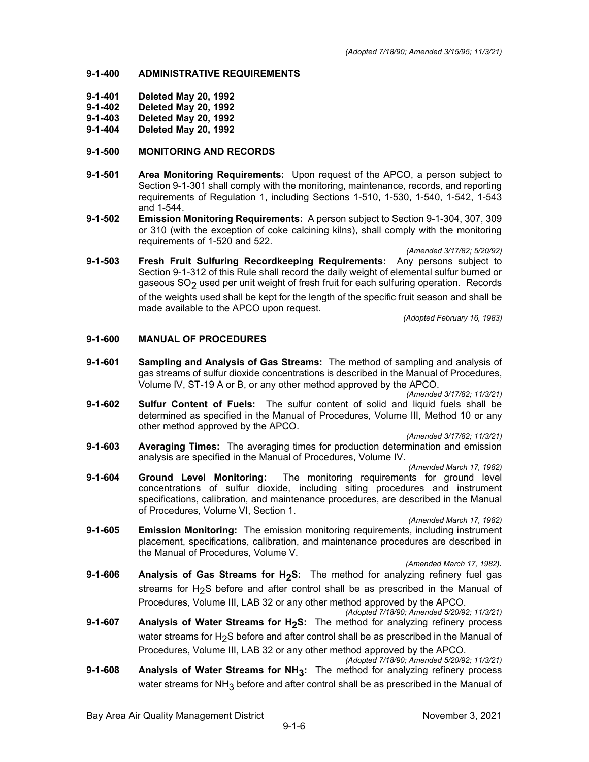*(Adopted 7/18/90; Amended 3/15/95; 11/3/21)*

## 9-1-400 ADMINISTRATIVE REQUIREMENTS

**9-1-401 Deleted May 20, 1992**
**9-1-402 Deleted May 20, 1992**
**9-1-403 Deleted May 20, 1992**
**9-1-404 Deleted May 20, 1992**

## 9-1-500 MONITORING AND RECORDS

**9-1-501 Area Monitoring Requirements:** Upon request of the APCO, a person subject to Section 9-1-301 shall comply with the monitoring, maintenance, records, and reporting requirements of Regulation 1, including Sections 1-510, 1-530, 1-540, 1-542, 1-543 and 1-544.

**9-1-502 Emission Monitoring Requirements:** A person subject to Section 9-1-304, 307, 309 or 310 (with the exception of coke calcining kilns), shall comply with the monitoring requirements of 1-520 and 522.

*(Amended 3/17/82; 5/20/92)*

**9-1-503 Fresh Fruit Sulfuring Recordkeeping Requirements:** Any persons subject to Section 9-1-312 of this Rule shall record the daily weight of elemental sulfur burned or gaseous $SO_2$ used per unit weight of fresh fruit for each sulfuring operation. Records of the weights used shall be kept for the length of the specific fruit season and shall be made available to the APCO upon request.

*(Adopted February 16, 1983)*

## 9-1-600 MANUAL OF PROCEDURES

**9-1-601 Sampling and Analysis of Gas Streams:** The method of sampling and analysis of gas streams of sulfur dioxide concentrations is described in the Manual of Procedures, Volume IV, ST-19 A or B, or any other method approved by the APCO.

*(Amended 3/17/82; 11/3/21)*

**9-1-602 Sulfur Content of Fuels:** The sulfur content of solid and liquid fuels shall be determined as specified in the Manual of Procedures, Volume III, Method 10 or any other method approved by the APCO.

*(Amended 3/17/82; 11/3/21)*

**9-1-603 Averaging Times:** The averaging times for production determination and emission analysis are specified in the Manual of Procedures, Volume IV.

*(Amended March 17, 1982)*

**9-1-604 Ground Level Monitoring:** The monitoring requirements for ground level concentrations of sulfur dioxide, including siting procedures and instrument specifications, calibration, and maintenance procedures, are described in the Manual of Procedures, Volume VI, Section 1.

*(Amended March 17, 1982)*

**9-1-605 Emission Monitoring:** The emission monitoring requirements, including instrument placement, specifications, calibration, and maintenance procedures are described in the Manual of Procedures, Volume V.

*(Amended March 17, 1982)*.

**9-1-606 Analysis of Gas Streams for $H_2S$:** The method for analyzing refinery fuel gas streams for $H_2S$ before and after control shall be as prescribed in the Manual of Procedures, Volume III, LAB 32 or any other method approved by the APCO.

*(Adopted 7/18/90; Amended 5/20/92; 11/3/21)*

**9-1-607 Analysis of Water Streams for $H_2S$:** The method for analyzing refinery process water streams for $H_2S$ before and after control shall be as prescribed in the Manual of Procedures, Volume III, LAB 32 or any other method approved by the APCO.

*(Adopted 7/18/90; Amended 5/20/92; 11/3/21)*

**9-1-608 Analysis of Water Streams for $NH_3$:** The method for analyzing refinery process water streams for $NH_3$ before and after control shall be as prescribed in the Manual of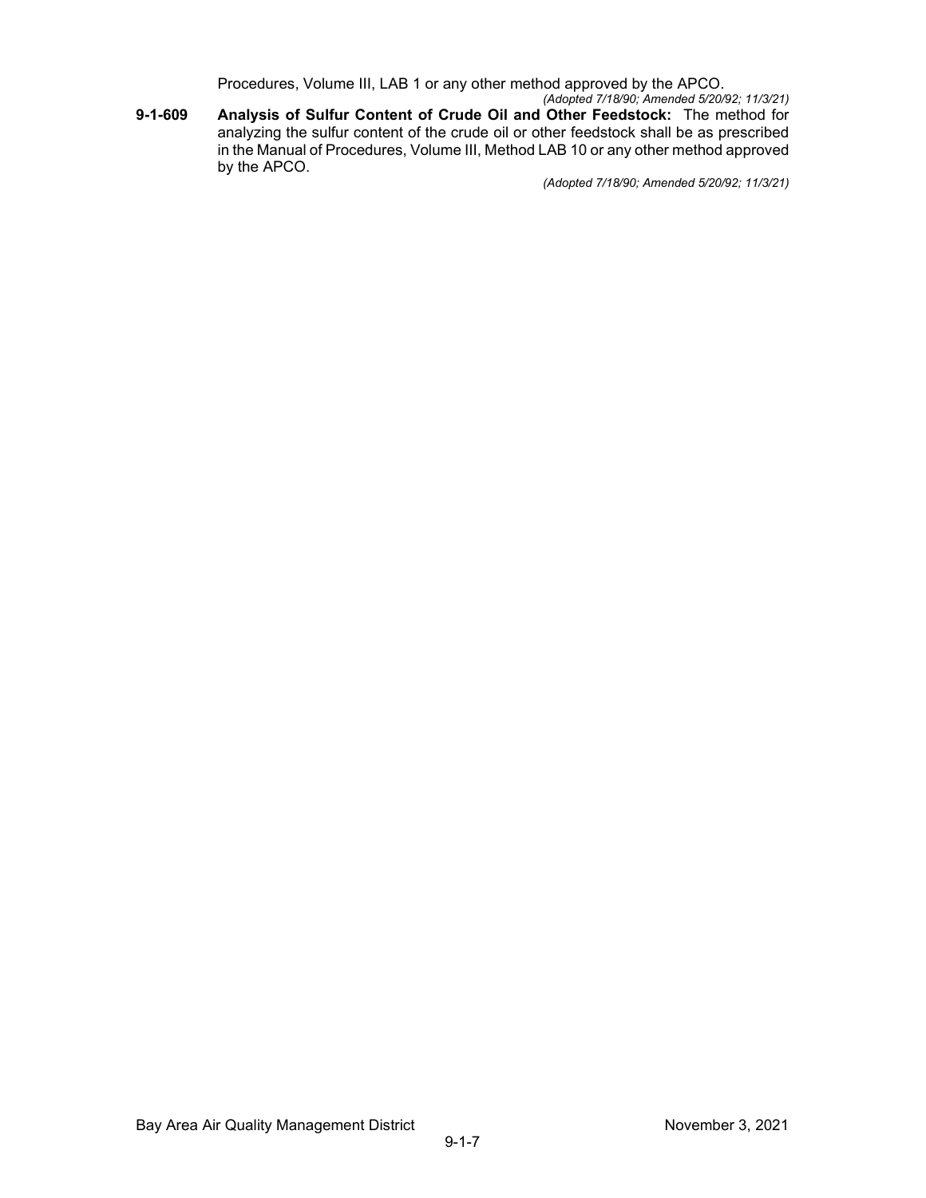Procedures, Volume III, LAB 1 or any other method approved by the APCO.

*(Adopted 7/18/90; Amended 5/20/92; 11/3/21)*

**9-1-609 Analysis of Sulfur Content of Crude Oil and Other Feedstock:** The method for analyzing the sulfur content of the crude oil or other feedstock shall be as prescribed in the Manual of Procedures, Volume III, Method LAB 10 or any other method approved by the APCO.

*(Adopted 7/18/90; Amended 5/20/92; 11/3/21)*